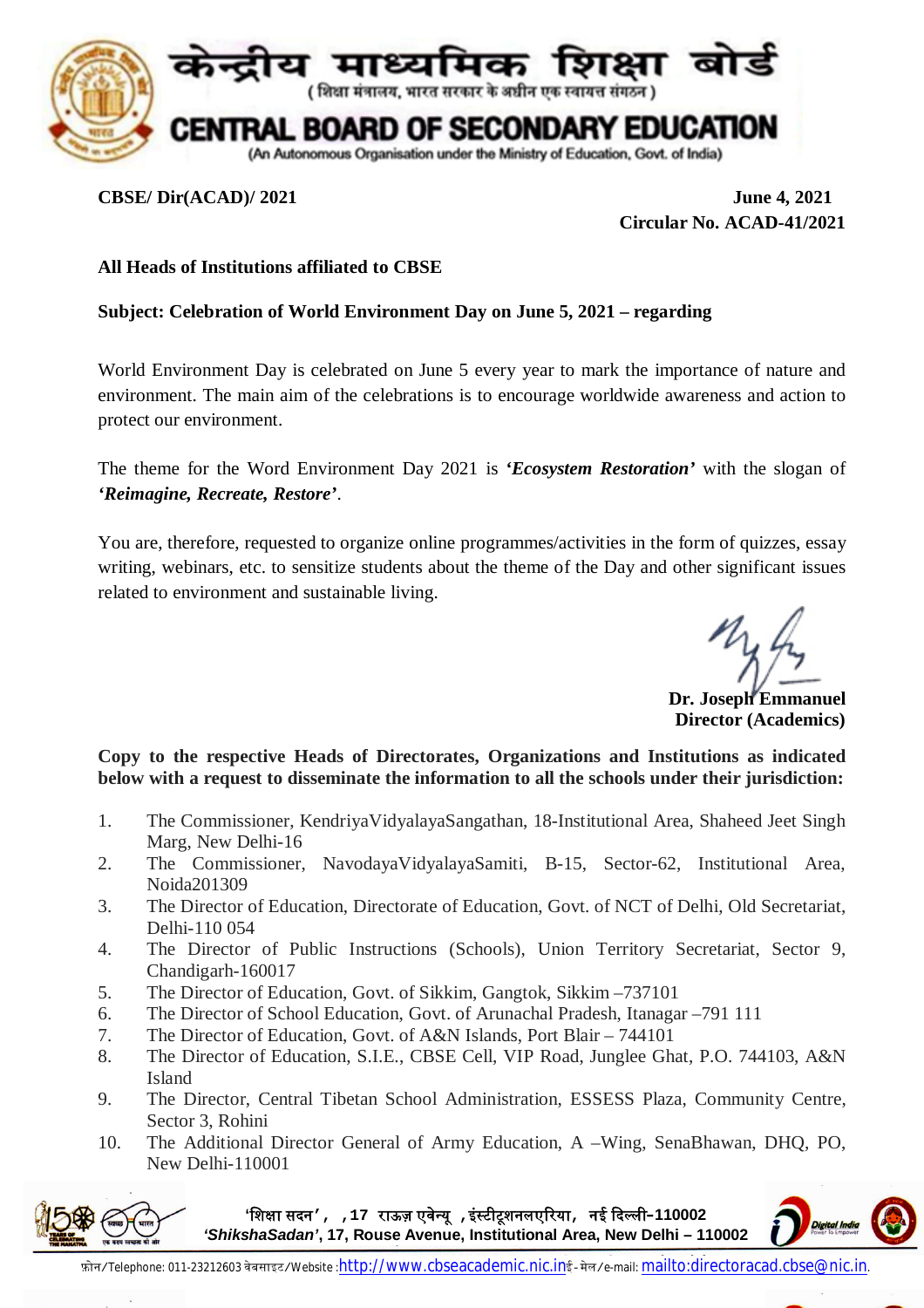# केन्द्रीय माध्यमिक शिक्षा बोर्ड

(शिक्षा मंत्रालय, भारत सरकार के अधीन एक स्वायत्त संगठन)

# CENTRAL BOARD OF SECONDARY EDUCATION

(An Autonomous Organisation under the Ministry of Education, Govt. of India)

**CBSE/ Dir(ACAD)/ 2021** **June 4, 2021**

**Circular No. ACAD-41/2021**

**All Heads of Institutions affiliated to CBSE**

**Subject: Celebration of World Environment Day on June 5, 2021 – regarding**

World Environment Day is celebrated on June 5 every year to mark the importance of nature and environment. The main aim of the celebrations is to encourage worldwide awareness and action to protect our environment.

The theme for the Word Environment Day 2021 is ***'Ecosystem Restoration'*** with the slogan of ***'Reimagine, Recreate, Restore'***.

You are, therefore, requested to organize online programmes/activities in the form of quizzes, essay writing, webinars, etc. to sensitize students about the theme of the Day and other significant issues related to environment and sustainable living.

**Dr. Joseph Emmanuel**
**Director (Academics)**

**Copy to the respective Heads of Directorates, Organizations and Institutions as indicated below with a request to disseminate the information to all the schools under their jurisdiction:**

1. The Commissioner, KendriyaVidyalayaSangathan, 18-Institutional Area, Shaheed Jeet Singh Marg, New Delhi-16
2. The Commissioner, NavodayaVidyalayaSamiti, B-15, Sector-62, Institutional Area, Noida201309
3. The Director of Education, Directorate of Education, Govt. of NCT of Delhi, Old Secretariat, Delhi-110 054
4. The Director of Public Instructions (Schools), Union Territory Secretariat, Sector 9, Chandigarh-160017
5. The Director of Education, Govt. of Sikkim, Gangtok, Sikkim –737101
6. The Director of School Education, Govt. of Arunachal Pradesh, Itanagar –791 111
7. The Director of Education, Govt. of A&N Islands, Port Blair – 744101
8. The Director of Education, S.I.E., CBSE Cell, VIP Road, Junglee Ghat, P.O. 744103, A&N Island
9. The Director, Central Tibetan School Administration, ESSESS Plaza, Community Centre, Sector 3, Rohini
10. The Additional Director General of Army Education, A –Wing, SenaBhawan, DHQ, PO, New Delhi-110001

'शिक्षा सदन', ,17 राऊज़ एवेन्यू ,इंस्टीट्यूशनलएरिया, नई दिल्ली-110002
*'ShikshaSadan'*, 17, Rouse Avenue, Institutional Area, New Delhi – 110002

फ़ोन/Telephone: 011-23212603 वेबसाइट/Website :http://www.cbseacademic.nic.in ई-मेल/e-mail: mailto:directoracad.cbse@nic.in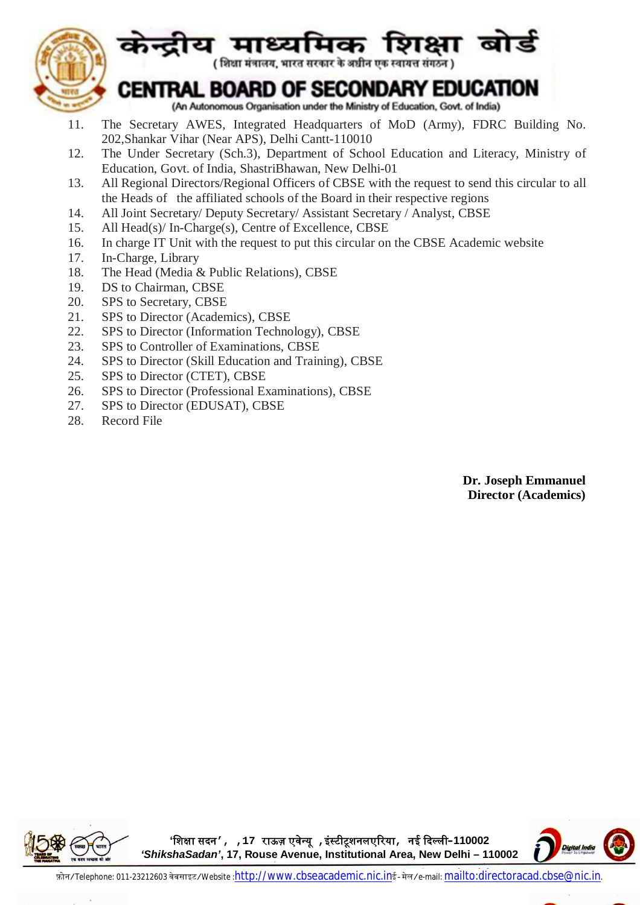11. The Secretary AWES, Integrated Headquarters of MoD (Army), FDRC Building No. 202,Shankar Vihar (Near APS), Delhi Cantt-110010
12. The Under Secretary (Sch.3), Department of School Education and Literacy, Ministry of Education, Govt. of India, ShastriBhawan, New Delhi-01
13. All Regional Directors/Regional Officers of CBSE with the request to send this circular to all the Heads of the affiliated schools of the Board in their respective regions
14. All Joint Secretary/ Deputy Secretary/ Assistant Secretary / Analyst, CBSE
15. All Head(s)/ In-Charge(s), Centre of Excellence, CBSE
16. In charge IT Unit with the request to put this circular on the CBSE Academic website
17. In-Charge, Library
18. The Head (Media & Public Relations), CBSE
19. DS to Chairman, CBSE
20. SPS to Secretary, CBSE
21. SPS to Director (Academics), CBSE
22. SPS to Director (Information Technology), CBSE
23. SPS to Controller of Examinations, CBSE
24. SPS to Director (Skill Education and Training), CBSE
25. SPS to Director (CTET), CBSE
26. SPS to Director (Professional Examinations), CBSE
27. SPS to Director (EDUSAT), CBSE
28. Record File

**Dr. Joseph Emmanuel**
**Director (Academics)**